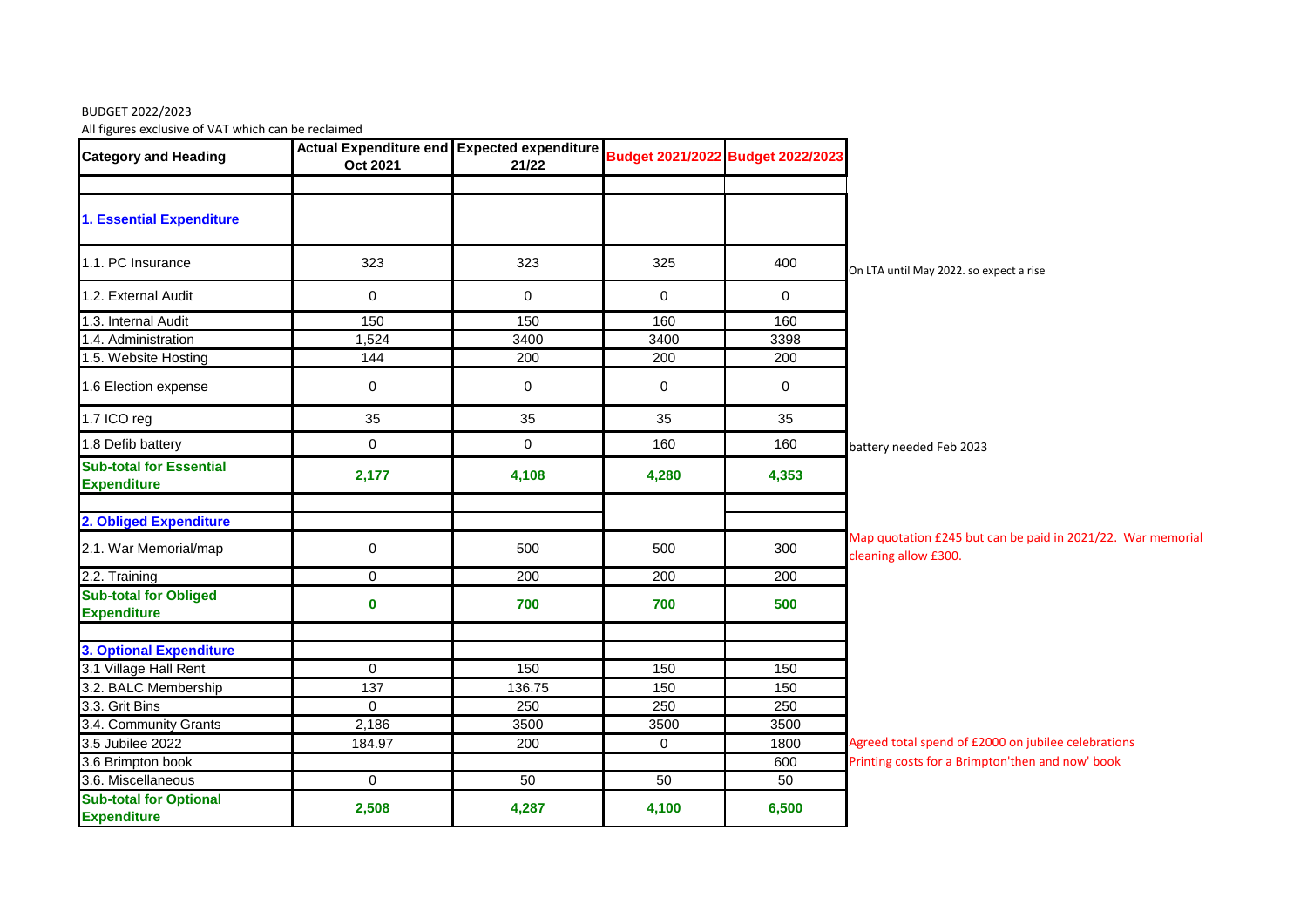BUDGET 2022/2023

All figures exclusive of VAT which can be reclaimed

| Category and Heading | Actual Expenditure end Oct 2021 | Expected expenditure 21/22 | Budget 2021/2022 | Budget 2022/2023 | |
|---|---|---|---|---|---|
| | | | | | |
| **1. Essential Expenditure** | | | | | |
| 1.1. PC Insurance | 323 | 323 | 325 | 400 | On LTA until May 2022. so expect a rise |
| 1.2. External Audit | 0 | 0 | 0 | 0 | |
| 1.3. Internal Audit | 150 | 150 | 160 | 160 | |
| 1.4. Administration | 1,524 | 3400 | 3400 | 3398 | |
| 1.5. Website Hosting | 144 | 200 | 200 | 200 | |
| 1.6 Election expense | 0 | 0 | 0 | 0 | |
| 1.7 ICO reg | 35 | 35 | 35 | 35 | |
| 1.8 Defib battery | 0 | 0 | 160 | 160 | battery needed Feb 2023 |
| **Sub-total for Essential Expenditure** | **2,177** | **4,108** | **4,280** | **4,353** | |
| | | | | | |
| **2. Obliged Expenditure** | | | | | |
| 2.1. War Memorial/map | 0 | 500 | 500 | 300 | Map quotation £245 but can be paid in 2021/22. War memorial cleaning allow £300. |
| 2.2. Training | 0 | 200 | 200 | 200 | |
| **Sub-total for Obliged Expenditure** | **0** | **700** | **700** | **500** | |
| | | | | | |
| **3. Optional Expenditure** | | | | | |
| 3.1 Village Hall Rent | 0 | 150 | 150 | 150 | |
| 3.2. BALC Membership | 137 | 136.75 | 150 | 150 | |
| 3.3. Grit Bins | 0 | 250 | 250 | 250 | |
| 3.4. Community Grants | 2,186 | 3500 | 3500 | 3500 | |
| 3.5 Jubilee 2022 | 184.97 | 200 | 0 | 1800 | Agreed total spend of £2000 on jubilee celebrations |
| 3.6 Brimpton book | | | | 600 | Printing costs for a Brimpton'then and now' book |
| 3.6. Miscellaneous | 0 | 50 | 50 | 50 | |
| **Sub-total for Optional Expenditure** | **2,508** | **4,287** | **4,100** | **6,500** | |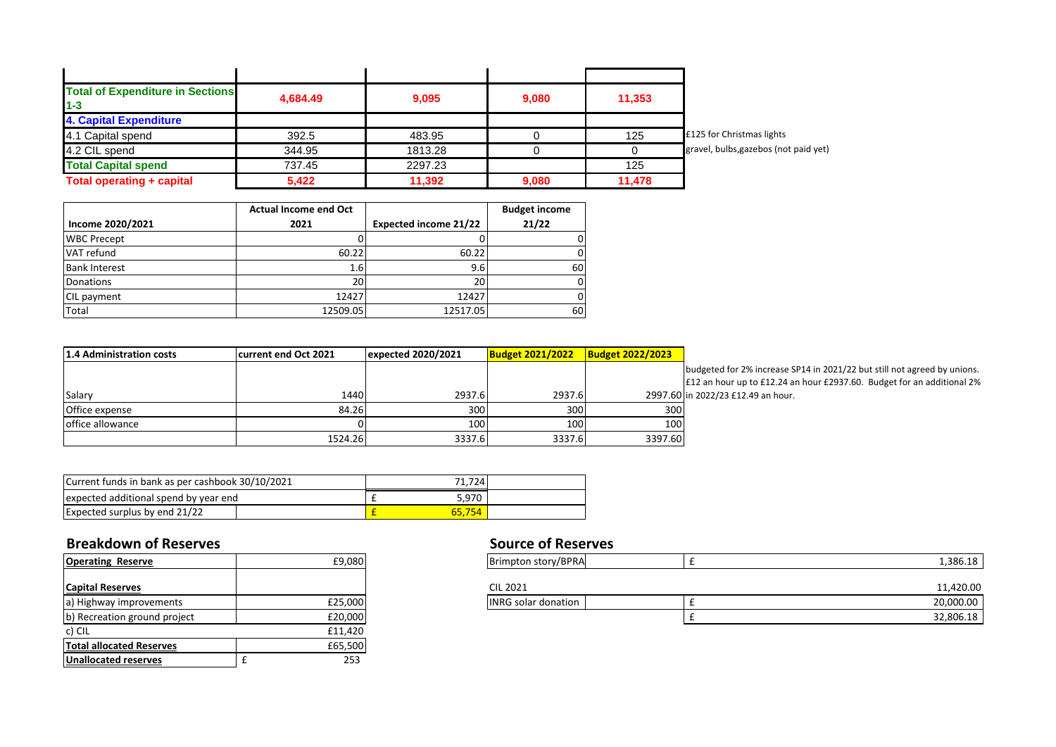| | | | | | |
|---|---|---|---|---|---|
| **Total of Expenditure in Sections 1-3** | **4,684.49** | **9,095** | **9,080** | **11,353** | |
| **4. Capital Expenditure** | | | | | |
| 4.1 Capital spend | 392.5 | 483.95 | 0 | 125 | £125 for Christmas lights |
| 4.2 CIL spend | 344.95 | 1813.28 | 0 | 0 | gravel, bulbs,gazebos (not paid yet) |
| **Total Capital spend** | 737.45 | 2297.23 | | 125 | |
| **Total operating + capital** | **5,422** | **11,392** | **9,080** | **11,478** | |

| Income 2020/2021 | Actual Income end Oct 2021 | Expected income 21/22 | Budget income 21/22 |
|---|---|---|---|
| WBC Precept | 0 | 0 | 0 |
| VAT refund | 60.22 | 60.22 | 0 |
| Bank Interest | 1.6 | 9.6 | 60 |
| Donations | 20 | 20 | 0 |
| CIL payment | 12427 | 12427 | 0 |
| Total | 12509.05 | 12517.05 | 60 |

| 1.4 Administration costs | current end Oct 2021 | expected 2020/2021 | Budget 2021/2022 | Budget 2022/2023 | |
|---|---|---|---|---|---|
| Salary | 1440 | 2937.6 | 2937.6 | 2997.60 | budgeted for 2% increase SP14 in 2021/22 but still not agreed by unions. £12 an hour up to £12.24 an hour £2937.60. Budget for an additional 2% in 2022/23 £12.49 an hour. |
| Office expense | 84.26 | 300 | 300 | 300 | |
| office allowance | 0 | 100 | 100 | 100 | |
| | 1524.26 | 3337.6 | 3337.6 | 3397.60 | |

| | |
|---|---|
| Current funds in bank as per cashbook 30/10/2021 | 71,724 |
| expected additional spend by year end | £ 5,970 |
| Expected surplus by end 21/22 | £ 65,754 |

## Breakdown of Reserves

| | |
|---|---|
| **Operating Reserve** | £9,080 |
| **Capital Reserves** | |
| a) Highway improvements | £25,000 |
| b) Recreation ground project | £20,000 |
| c) CIL | £11,420 |
| **Total allocated Reserves** | £65,500 |
| **Unallocated reserves** | £ 253 |

## Source of Reserves

| | |
|---|---|
| Brimpton story/BPRA | £ 1,386.18 |
| CIL 2021 | 11,420.00 |
| INRG solar donation | £ 20,000.00 |
| | £ 32,806.18 |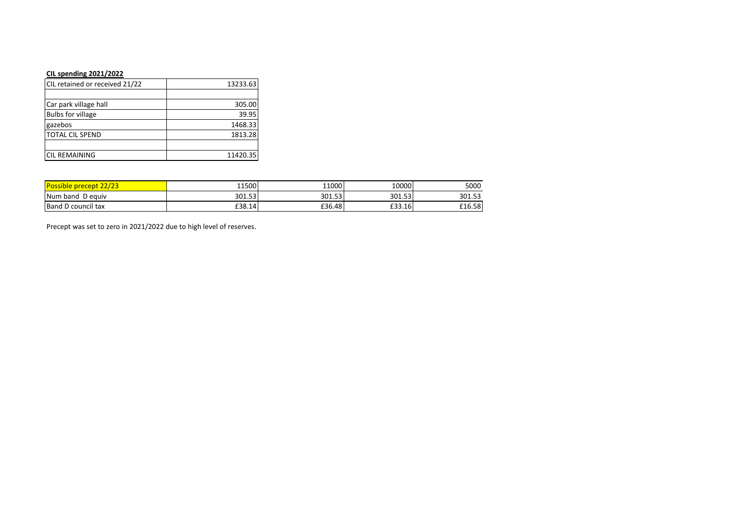**CIL spending 2021/2022**

| | |
|---|---|
| CIL retained or received 21/22 | 13233.63 |
| | |
| Car park village hall | 305.00 |
| Bulbs for village | 39.95 |
| gazebos | 1468.33 |
| TOTAL CIL SPEND | 1813.28 |
| | |
| CIL REMAINING | 11420.35 |

| | | | | |
|---|---|---|---|---|
| Possible precept 22/23 | 11500 | 11000 | 10000 | 5000 |
| Num band D equiv | 301.53 | 301.53 | 301.53 | 301.53 |
| Band D council tax | £38.14 | £36.48 | £33.16 | £16.58 |

Precept was set to zero in 2021/2022 due to high level of reserves.